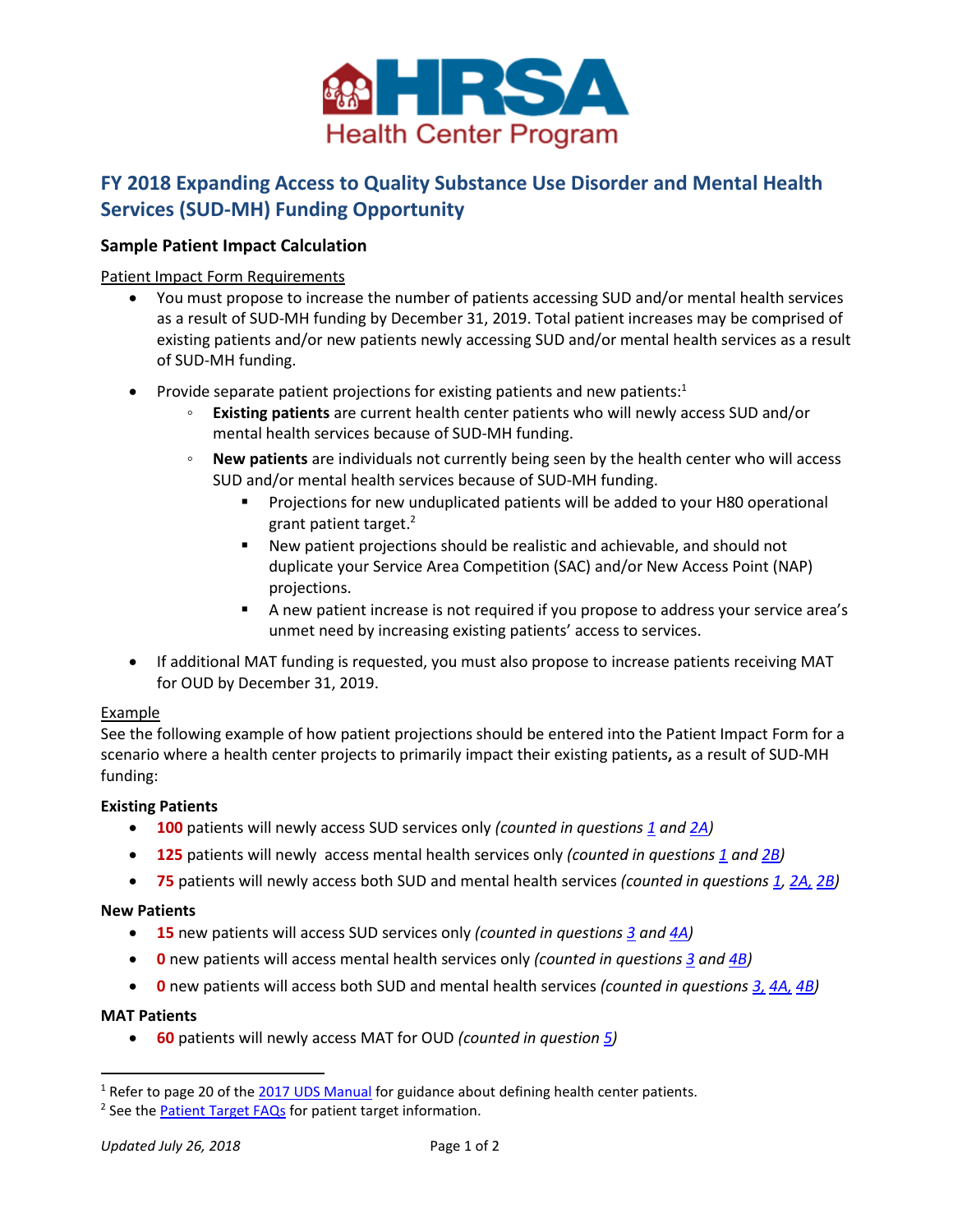HRSA Health Center Program

# FY 2018 Expanding Access to Quality Substance Use Disorder and Mental Health Services (SUD-MH) Funding Opportunity

### Sample Patient Impact Calculation

Patient Impact Form Requirements

- You must propose to increase the number of patients accessing SUD and/or mental health services as a result of SUD-MH funding by December 31, 2019. Total patient increases may be comprised of existing patients and/or new patients newly accessing SUD and/or mental health services as a result of SUD-MH funding.
- Provide separate patient projections for existing patients and new patients:[1]
  - **Existing patients** are current health center patients who will newly access SUD and/or mental health services because of SUD-MH funding.
  - **New patients** are individuals not currently being seen by the health center who will access SUD and/or mental health services because of SUD-MH funding.
    - Projections for new unduplicated patients will be added to your H80 operational grant patient target.[2]
    - New patient projections should be realistic and achievable, and should not duplicate your Service Area Competition (SAC) and/or New Access Point (NAP) projections.
    - A new patient increase is not required if you propose to address your service area's unmet need by increasing existing patients' access to services.
- If additional MAT funding is requested, you must also propose to increase patients receiving MAT for OUD by December 31, 2019.

Example

See the following example of how patient projections should be entered into the Patient Impact Form for a scenario where a health center projects to primarily impact their existing patients**,** as a result of SUD-MH funding:

**Existing Patients**

- **100** patients will newly access SUD services only *(counted in questions 1 and 2A)*
- **125** patients will newly access mental health services only *(counted in questions 1 and 2B)*
- **75** patients will newly access both SUD and mental health services *(counted in questions 1, 2A, 2B)*

**New Patients**

- **15** new patients will access SUD services only *(counted in questions 3 and 4A)*
- **0** new patients will access mental health services only *(counted in questions 3 and 4B)*
- **0** new patients will access both SUD and mental health services *(counted in questions 3, 4A, 4B)*

**MAT Patients**

- **60** patients will newly access MAT for OUD *(counted in question 5)*

---

[1] Refer to page 20 of the 2017 UDS Manual for guidance about defining health center patients.

[2] See the Patient Target FAQs for patient target information.

*Updated July 26, 2018*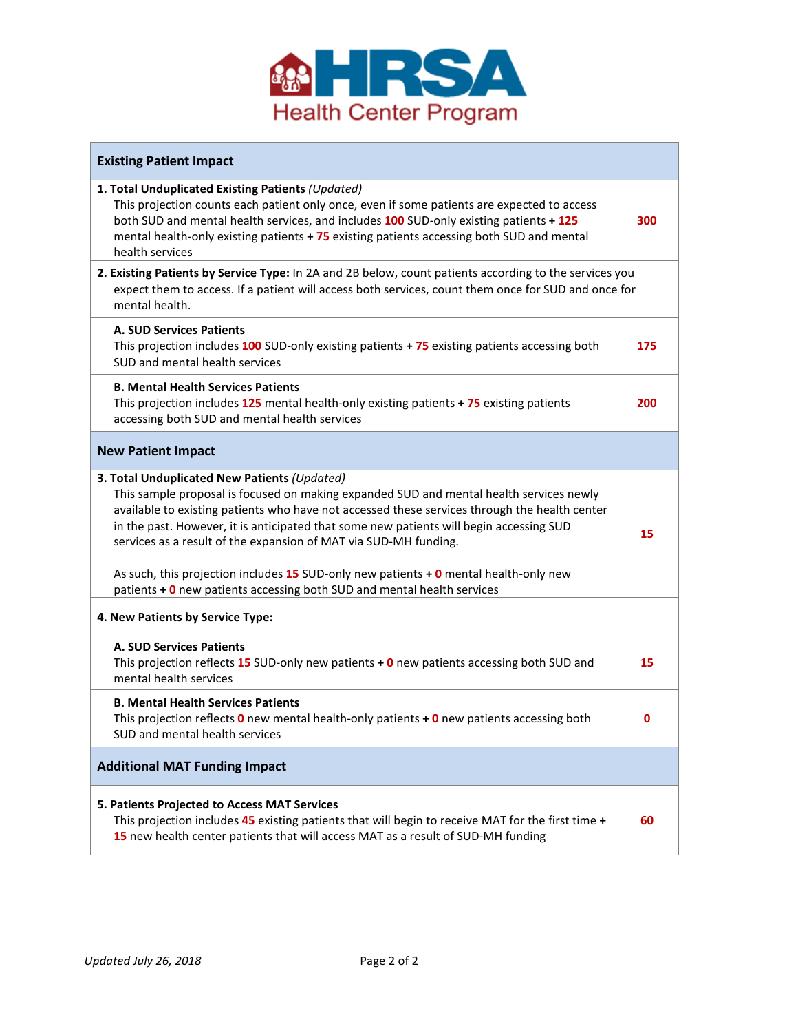HRSA Health Center Program

| | |
|---|---|
| **Existing Patient Impact** | |
| **1. Total Unduplicated Existing Patients** *(Updated)* This projection counts each patient only once, even if some patients are expected to access both SUD and mental health services, and includes **100** SUD-only existing patients **+ 125** mental health-only existing patients **+ 75** existing patients accessing both SUD and mental health services | **300** |
| **2. Existing Patients by Service Type:** In 2A and 2B below, count patients according to the services you expect them to access. If a patient will access both services, count them once for SUD and once for mental health. | |
| **A. SUD Services Patients** This projection includes **100** SUD-only existing patients **+ 75** existing patients accessing both SUD and mental health services | **175** |
| **B. Mental Health Services Patients** This projection includes **125** mental health-only existing patients **+ 75** existing patients accessing both SUD and mental health services | **200** |
| **New Patient Impact** | |
| **3. Total Unduplicated New Patients** *(Updated)* This sample proposal is focused on making expanded SUD and mental health services newly available to existing patients who have not accessed these services through the health center in the past. However, it is anticipated that some new patients will begin accessing SUD services as a result of the expansion of MAT via SUD-MH funding. As such, this projection includes **15** SUD-only new patients **+ 0** mental health-only new patients **+ 0** new patients accessing both SUD and mental health services | **15** |
| **4. New Patients by Service Type:** | |
| **A. SUD Services Patients** This projection reflects **15** SUD-only new patients **+ 0** new patients accessing both SUD and mental health services | **15** |
| **B. Mental Health Services Patients** This projection reflects **0** new mental health-only patients **+ 0** new patients accessing both SUD and mental health services | **0** |
| **Additional MAT Funding Impact** | |
| **5. Patients Projected to Access MAT Services** This projection includes **45** existing patients that will begin to receive MAT for the first time **+ 15** new health center patients that will access MAT as a result of SUD-MH funding | **60** |

*Updated July 26, 2018*